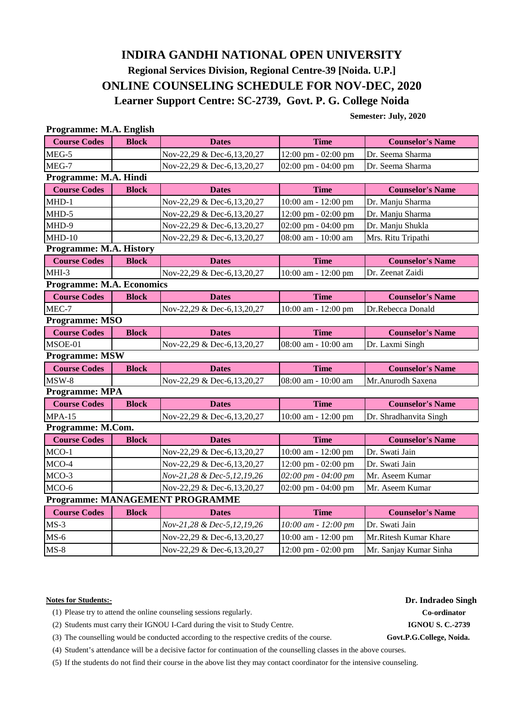# INDIRA GANDHI NATIONAL OPEN UNIVERSITY

## Regional Services Division, Regional Centre-39 [Noida. U.P.]

## ONLINE COUNSELING SCHEDULE FOR NOV-DEC, 2020

## Learner Support Centre: SC-2739, Govt. P. G. College Noida

**Semester: July, 2020**

### Programme: M.A. English

| Course Codes | Block | Dates | Time | Counselor's Name |
|---|---|---|---|---|
| MEG-5 | | Nov-22,29 & Dec-6,13,20,27 | 12:00 pm - 02:00 pm | Dr. Seema Sharma |
| MEG-7 | | Nov-22,29 & Dec-6,13,20,27 | 02:00 pm - 04:00 pm | Dr. Seema Sharma |

### Programme: M.A. Hindi

| Course Codes | Block | Dates | Time | Counselor's Name |
|---|---|---|---|---|
| MHD-1 | | Nov-22,29 & Dec-6,13,20,27 | 10:00 am - 12:00 pm | Dr. Manju Sharma |
| MHD-5 | | Nov-22,29 & Dec-6,13,20,27 | 12:00 pm - 02:00 pm | Dr. Manju Sharma |
| MHD-9 | | Nov-22,29 & Dec-6,13,20,27 | 02:00 pm - 04:00 pm | Dr. Manju Shukla |
| MHD-10 | | Nov-22,29 & Dec-6,13,20,27 | 08:00 am - 10:00 am | Mrs. Ritu Tripathi |

### Programme: M.A. History

| Course Codes | Block | Dates | Time | Counselor's Name |
|---|---|---|---|---|
| MHI-3 | | Nov-22,29 & Dec-6,13,20,27 | 10:00 am - 12:00 pm | Dr. Zeenat Zaidi |

### Programme: M.A. Economics

| Course Codes | Block | Dates | Time | Counselor's Name |
|---|---|---|---|---|
| MEC-7 | | Nov-22,29 & Dec-6,13,20,27 | 10:00 am - 12:00 pm | Dr.Rebecca Donald |

### Programme: MSO

| Course Codes | Block | Dates | Time | Counselor's Name |
|---|---|---|---|---|
| MSOE-01 | | Nov-22,29 & Dec-6,13,20,27 | 08:00 am - 10:00 am | Dr. Laxmi Singh |

### Programme: MSW

| Course Codes | Block | Dates | Time | Counselor's Name |
|---|---|---|---|---|
| MSW-8 | | Nov-22,29 & Dec-6,13,20,27 | 08:00 am - 10:00 am | Mr.Anurodh Saxena |

### Programme: MPA

| Course Codes | Block | Dates | Time | Counselor's Name |
|---|---|---|---|---|
| MPA-15 | | Nov-22,29 & Dec-6,13,20,27 | 10:00 am - 12:00 pm | Dr. Shradhanvita Singh |

### Programme: M.Com.

| Course Codes | Block | Dates | Time | Counselor's Name |
|---|---|---|---|---|
| MCO-1 | | Nov-22,29 & Dec-6,13,20,27 | 10:00 am - 12:00 pm | Dr. Swati Jain |
| MCO-4 | | Nov-22,29 & Dec-6,13,20,27 | 12:00 pm - 02:00 pm | Dr. Swati Jain |
| MCO-3 | | *Nov-21,28 & Dec-5,12,19,26* | *02:00 pm - 04:00 pm* | Mr. Aseem Kumar |
| MCO-6 | | Nov-22,29 & Dec-6,13,20,27 | 02:00 pm - 04:00 pm | Mr. Aseem Kumar |

### Programme: MANAGEMENT PROGRAMME

| Course Codes | Block | Dates | Time | Counselor's Name |
|---|---|---|---|---|
| MS-3 | | *Nov-21,28 & Dec-5,12,19,26* | *10:00 am - 12:00 pm* | Dr. Swati Jain |
| MS-6 | | Nov-22,29 & Dec-6,13,20,27 | 10:00 am - 12:00 pm | Mr.Ritesh Kumar Khare |
| MS-8 | | Nov-22,29 & Dec-6,13,20,27 | 12:00 pm - 02:00 pm | Mr. Sanjay Kumar Sinha |

**Notes for Students:-**

(1) Please try to attend the online counseling sessions regularly.

(2) Students must carry their IGNOU I-Card during the visit to Study Centre.

(3) The counselling would be conducted according to the respective credits of the course.

(4) Student's attendance will be a decisive factor for continuation of the counselling classes in the above courses.

(5) If the students do not find their course in the above list they may contact coordinator for the intensive counseling.

**Dr. Indradeo Singh**
**Co-ordinator**
**IGNOU S. C.-2739**
**Govt.P.G.College, Noida.**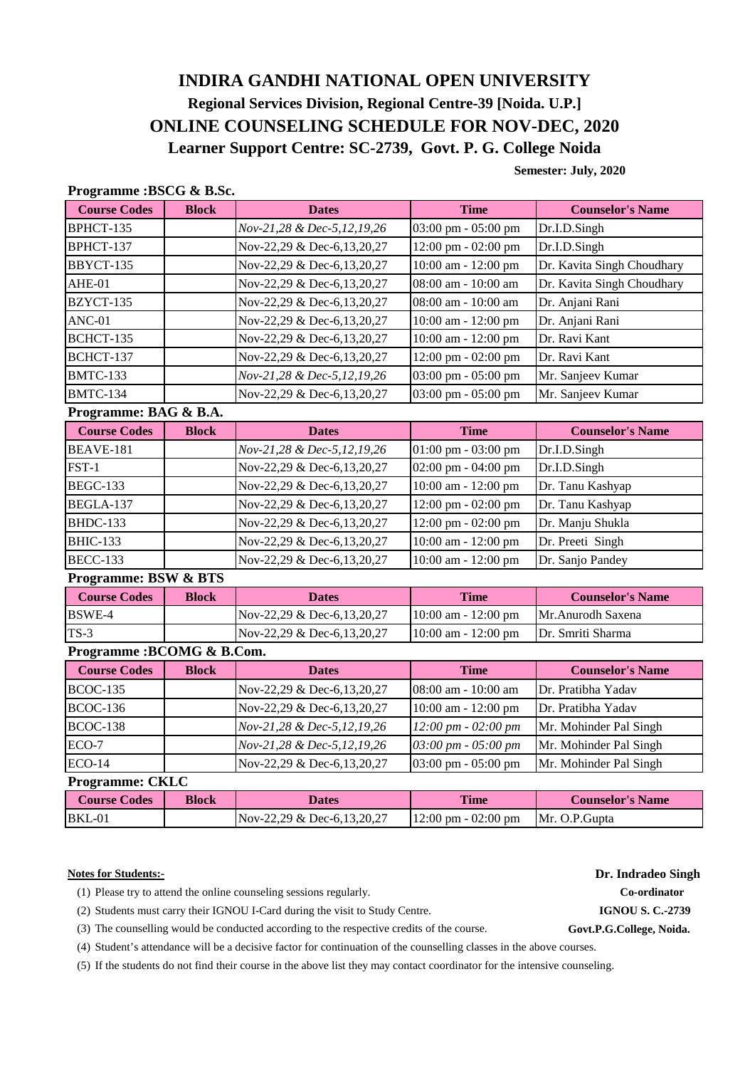# INDIRA GANDHI NATIONAL OPEN UNIVERSITY

## Regional Services Division, Regional Centre-39 [Noida. U.P.]

## ONLINE COUNSELING SCHEDULE FOR NOV-DEC, 2020

## Learner Support Centre: SC-2739, Govt. P. G. College Noida

**Semester: July, 2020**

**Programme :BSCG & B.Sc.**

| Course Codes | Block | Dates | Time | Counselor's Name |
|---|---|---|---|---|
| BPHCT-135 | | *Nov-21,28 & Dec-5,12,19,26* | 03:00 pm - 05:00 pm | Dr.I.D.Singh |
| BPHCT-137 | | Nov-22,29 & Dec-6,13,20,27 | 12:00 pm - 02:00 pm | Dr.I.D.Singh |
| BBYCT-135 | | Nov-22,29 & Dec-6,13,20,27 | 10:00 am - 12:00 pm | Dr. Kavita Singh Choudhary |
| AHE-01 | | Nov-22,29 & Dec-6,13,20,27 | 08:00 am - 10:00 am | Dr. Kavita Singh Choudhary |
| BZYCT-135 | | Nov-22,29 & Dec-6,13,20,27 | 08:00 am - 10:00 am | Dr. Anjani Rani |
| ANC-01 | | Nov-22,29 & Dec-6,13,20,27 | 10:00 am - 12:00 pm | Dr. Anjani Rani |
| BCHCT-135 | | Nov-22,29 & Dec-6,13,20,27 | 10:00 am - 12:00 pm | Dr. Ravi Kant |
| BCHCT-137 | | Nov-22,29 & Dec-6,13,20,27 | 12:00 pm - 02:00 pm | Dr. Ravi Kant |
| BMTC-133 | | *Nov-21,28 & Dec-5,12,19,26* | 03:00 pm - 05:00 pm | Mr. Sanjeev Kumar |
| BMTC-134 | | Nov-22,29 & Dec-6,13,20,27 | 03:00 pm - 05:00 pm | Mr. Sanjeev Kumar |

**Programme: BAG & B.A.**

| Course Codes | Block | Dates | Time | Counselor's Name |
|---|---|---|---|---|
| BEAVE-181 | | *Nov-21,28 & Dec-5,12,19,26* | 01:00 pm - 03:00 pm | Dr.I.D.Singh |
| FST-1 | | Nov-22,29 & Dec-6,13,20,27 | 02:00 pm - 04:00 pm | Dr.I.D.Singh |
| BEGC-133 | | Nov-22,29 & Dec-6,13,20,27 | 10:00 am - 12:00 pm | Dr. Tanu Kashyap |
| BEGLA-137 | | Nov-22,29 & Dec-6,13,20,27 | 12:00 pm - 02:00 pm | Dr. Tanu Kashyap |
| BHDC-133 | | Nov-22,29 & Dec-6,13,20,27 | 12:00 pm - 02:00 pm | Dr. Manju Shukla |
| BHIC-133 | | Nov-22,29 & Dec-6,13,20,27 | 10:00 am - 12:00 pm | Dr. Preeti Singh |
| BECC-133 | | Nov-22,29 & Dec-6,13,20,27 | 10:00 am - 12:00 pm | Dr. Sanjo Pandey |

**Programme: BSW & BTS**

| Course Codes | Block | Dates | Time | Counselor's Name |
|---|---|---|---|---|
| BSWE-4 | | Nov-22,29 & Dec-6,13,20,27 | 10:00 am - 12:00 pm | Mr.Anurodh Saxena |
| TS-3 | | Nov-22,29 & Dec-6,13,20,27 | 10:00 am - 12:00 pm | Dr. Smriti Sharma |

**Programme :BCOMG & B.Com.**

| Course Codes | Block | Dates | Time | Counselor's Name |
|---|---|---|---|---|
| BCOC-135 | | Nov-22,29 & Dec-6,13,20,27 | 08:00 am - 10:00 am | Dr. Pratibha Yadav |
| BCOC-136 | | Nov-22,29 & Dec-6,13,20,27 | 10:00 am - 12:00 pm | Dr. Pratibha Yadav |
| BCOC-138 | | *Nov-21,28 & Dec-5,12,19,26* | *12:00 pm - 02:00 pm* | Mr. Mohinder Pal Singh |
| ECO-7 | | *Nov-21,28 & Dec-5,12,19,26* | *03:00 pm - 05:00 pm* | Mr. Mohinder Pal Singh |
| ECO-14 | | Nov-22,29 & Dec-6,13,20,27 | 03:00 pm - 05:00 pm | Mr. Mohinder Pal Singh |

**Programme: CKLC**

| Course Codes | Block | Dates | Time | Counselor's Name |
|---|---|---|---|---|
| BKL-01 | | Nov-22,29 & Dec-6,13,20,27 | 12:00 pm - 02:00 pm | Mr. O.P.Gupta |

**Notes for Students:-**

(1) Please try to attend the online counseling sessions regularly.

(2) Students must carry their IGNOU I-Card during the visit to Study Centre.

(3) The counselling would be conducted according to the respective credits of the course.

(4) Student's attendance will be a decisive factor for continuation of the counselling classes in the above courses.

(5) If the students do not find their course in the above list they may contact coordinator for the intensive counseling.

**Dr. Indradeo Singh**
**Co-ordinator**
**IGNOU S. C.-2739**
**Govt.P.G.College, Noida.**